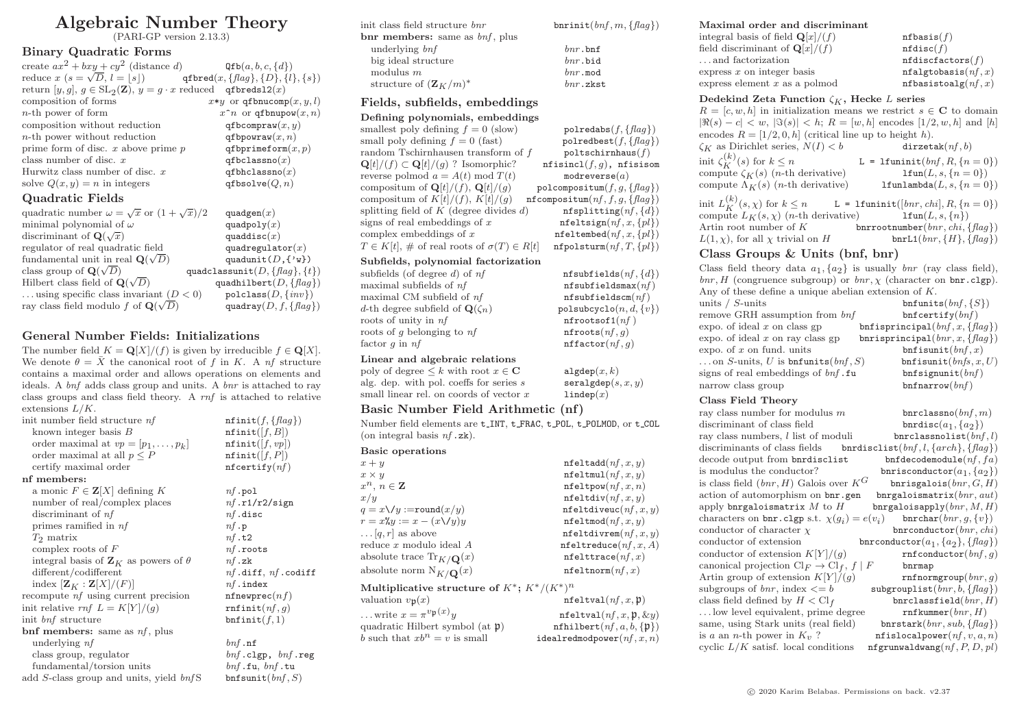# Algebraic Number Theory

(PARI-GP version 2.13.3)

## Binary Quadratic Forms

| | |
|---|---|
| create $ax^2 + bxy + cy^2$ (distance $d$) | `Qfb`$(a, b, c, \{d\})$ |
| reduce $x$ ($s = \sqrt{D}$, $l = \lfloor s \rfloor$) | `qfbred`$(x, \{flag\}, \{D\}, \{l\}, \{s\})$ |
| return $[y, g]$, $g \in \mathrm{SL}_2(\mathbf{Z})$, $y = g \cdot x$ reduced | `qfbredsl2`$(x)$ |
| composition of forms | $x$`*`$y$ or `qfbnucomp`$(x, y, l)$ |
| $n$-th power of form | $x$`^`$n$ or `qfbnupow`$(x, n)$ |
| composition without reduction | `qfbcompraw`$(x, y)$ |
| $n$-th power without reduction | `qfbpowraw`$(x, n)$ |
| prime form of disc. $x$ above prime $p$ | `qfbprimeform`$(x, p)$ |
| class number of disc. $x$ | `qfbclassno`$(x)$ |
| Hurwitz class number of disc. $x$ | `qfbhclassno`$(x)$ |
| solve $Q(x, y) = n$ in integers | `qfbsolve`$(Q, n)$ |

## Quadratic Fields

| | |
|---|---|
| quadratic number $\omega = \sqrt{x}$ or $(1 + \sqrt{x})/2$ | `quadgen`$(x)$ |
| minimal polynomial of $\omega$ | `quadpoly`$(x)$ |
| discriminant of $\mathbf{Q}(\sqrt{x})$ | `quaddisc`$(x)$ |
| regulator of real quadratic field | `quadregulator`$(x)$ |
| fundamental unit in real $\mathbf{Q}(\sqrt{D})$ | `quadunit`$(D, \{$'w'$\})$ |
| class group of $\mathbf{Q}(\sqrt{D})$ | `quadclassunit`$(D, \{flag\}, \{t\})$ |
| Hilbert class field of $\mathbf{Q}(\sqrt{D})$ | `quadhilbert`$(D, \{flag\})$ |
| ... using specific class invariant ($D < 0$) | `polclass`$(D, \{inv\})$ |
| ray class field modulo $f$ of $\mathbf{Q}(\sqrt{D})$ | `quadray`$(D, f, \{flag\})$ |

## General Number Fields: Initializations

The number field $K = \mathbf{Q}[X]/(f)$ is given by irreducible $f \in \mathbf{Q}[X]$. We denote $\theta = \bar{X}$ the canonical root of $f$ in $K$. A *nf* structure contains a maximal order and allows operations on elements and ideals. A *bnf* adds class group and units. A *bnr* is attached to ray class groups and class field theory. A *rnf* is attached to relative extensions $L/K$.

| | |
|---|---|
| init number field structure *nf* | `nfinit`$(f, \{flag\})$ |
| known integer basis $B$ | `nfinit`$([f, B])$ |
| order maximal at $vp = [p_1, \ldots, p_k]$ | `nfinit`$([f, vp])$ |
| order maximal at all $p \leq P$ | `nfinit`$([f, P])$ |
| certify maximal order | `nfcertify`$(nf)$ |
| **nf members:** | |
| a monic $F \in \mathbf{Z}[X]$ defining $K$ | *nf*`.pol` |
| number of real/complex places | *nf*`.r1/r2/sign` |
| discriminant of *nf* | *nf*`.disc` |
| primes ramified in *nf* | *nf*`.p` |
| $T_2$ matrix | *nf*`.t2` |
| complex roots of $F$ | *nf*`.roots` |
| integral basis of $\mathbf{Z}_K$ as powers of $\theta$ | *nf*`.zk` |
| different/codifferent | *nf*`.diff`, *nf*`.codiff` |
| index $[\mathbf{Z}_K : \mathbf{Z}[X]/(F)]$ | *nf*`.index` |
| recompute *nf* using current precision | `nfnewprec`$(nf)$ |
| init relative *rnf* $L = K[Y]/(g)$ | `rnfinit`$(nf, g)$ |
| init *bnf* structure | `bnfinit`$(f, 1)$ |
| **bnf members:** same as *nf*, plus | |
| underlying *nf* | *bnf*`.nf` |
| class group, regulator | *bnf*`.clgp`, *bnf*`.reg` |
| fundamental/torsion units | *bnf*`.fu`, *bnf*`.tu` |
| add $S$-class group and units, yield *bnfS* | `bnfsunit`$(bnf, S)$ |
| init class field structure *bnr* | `bnrinit`$(bnf, m, \{flag\})$ |
| **bnr members:** same as *bnf*, plus | |
| underlying *bnf* | *bnr*`.bnf` |
| big ideal structure | *bnr*`.bid` |
| modulus $m$ | *bnr*`.mod` |
| structure of $(\mathbf{Z}_K/m)^*$ | *bnr*`.zkst` |

## Fields, subfields, embeddings

### Defining polynomials, embeddings

| | |
|---|---|
| smallest poly defining $f = 0$ (slow) | `polredabs`$(f, \{flag\})$ |
| small poly defining $f = 0$ (fast) | `polredbest`$(f, \{flag\})$ |
| random Tschirnhausen transform of $f$ | `poltschirnhaus`$(f)$ |
| $\mathbf{Q}[t]/(f) \subset \mathbf{Q}[t]/(g)$ ? Isomorphic? | `nfisincl`$(f, g)$, `nfisisom` |
| reverse polmod $a = A(t) \bmod T(t)$ | `modreverse`$(a)$ |
| compositum of $\mathbf{Q}[t]/(f)$, $\mathbf{Q}[t]/(g)$ | `polcompositum`$(f, g, \{flag\})$ |
| compositum of $K[t]/(f)$, $K[t]/(g)$ | `nfcompositum`$(nf, f, g, \{flag\})$ |
| splitting field of $K$ (degree divides $d$) | `nfsplitting`$(nf, \{d\})$ |
| signs of real embeddings of $x$ | `nfeltsign`$(nf, x, \{pl\})$ |
| complex embeddings of $x$ | `nfeltembed`$(nf, x, \{pl\})$ |
| $T \in K[t]$, # of real roots of $\sigma(T) \in R[t]$ | `nfpolsturm`$(nf, T, \{pl\})$ |

### Subfields, polynomial factorization

| | |
|---|---|
| subfields (of degree $d$) of *nf* | `nfsubfields`$(nf, \{d\})$ |
| maximal subfields of *nf* | `nfsubfieldsmax`$(nf)$ |
| maximal CM subfield of *nf* | `nfsubfieldscm`$(nf)$ |
| $d$-th degree subfield of $\mathbf{Q}(\zeta_n)$ | `polsubcyclo`$(n, d, \{v\})$ |
| roots of unity in *nf* | `nfrootsof1`$(nf)$ |
| roots of $g$ belonging to *nf* | `nfroots`$(nf, g)$ |
| factor $g$ in *nf* | `nffactor`$(nf, g)$ |

### Linear and algebraic relations

| | |
|---|---|
| poly of degree $\leq k$ with root $x \in \mathbf{C}$ | `algdep`$(x, k)$ |
| alg. dep. with pol. coeffs for series $s$ | `seralgdep`$(s, x, y)$ |
| small linear rel. on coords of vector $x$ | `lindep`$(x)$ |

## Basic Number Field Arithmetic (nf)

Number field elements are `t_INT`, `t_FRAC`, `t_POL`, `t_POLMOD`, or `t_COL` (on integral basis *nf*`.zk`).

### Basic operations

| | |
|---|---|
| $x + y$ | `nfeltadd`$(nf, x, y)$ |
| $x \times y$ | `nfeltmul`$(nf, x, y)$ |
| $x^n$, $n \in \mathbf{Z}$ | `nfeltpow`$(nf, x, n)$ |
| $x/y$ | `nfeltdiv`$(nf, x, y)$ |
| $q = x$`\/`$y :=$ `round`$(x/y)$ | `nfeltdiveuc`$(nf, x, y)$ |
| $r = x$`%`$y := x - (x$`\/`$y)y$ | `nfeltmod`$(nf, x, y)$ |
| ... $[q, r]$ as above | `nfeltdivrem`$(nf, x, y)$ |
| reduce $x$ modulo ideal $A$ | `nfeltreduce`$(nf, x, A)$ |
| absolute trace $\mathrm{Tr}_{K/\mathbf{Q}}(x)$ | `nfelttrace`$(nf, x)$ |
| absolute norm $\mathrm{N}_{K/\mathbf{Q}}(x)$ | `nfeltnorm`$(nf, x)$ |

### Multiplicative structure of $K^*$; $K^*/(K^*)^n$

| | |
|---|---|
| valuation $v_{\mathfrak{p}}(x)$ | `nfeltval`$(nf, x, \mathfrak{p})$ |
| ... write $x = \pi^{v_{\mathfrak{p}}(x)} y$ | `nfeltval`$(nf, x, \mathfrak{p}, \&y)$ |
| quadratic Hilbert symbol (at $\mathfrak{p}$) | `nfhilbert`$(nf, a, b, \{\mathfrak{p}\})$ |
| $b$ such that $xb^n = v$ is small | `idealredmodpower`$(nf, x, n)$ |

### Maximal order and discriminant

| | |
|---|---|
| integral basis of field $\mathbf{Q}[x]/(f)$ | `nfbasis`$(f)$ |
| field discriminant of $\mathbf{Q}[x]/(f)$ | `nfdisc`$(f)$ |
| ... and factorization | `nfdiscfactors`$(f)$ |
| express $x$ on integer basis | `nfalgtobasis`$(nf, x)$ |
| express element $x$ as a polmod | `nfbasistoalg`$(nf, x)$ |

### Dedekind Zeta Function $\zeta_K$, Hecke $L$ series

$R = [c, w, h]$ in initialization means we restrict $s \in \mathbf{C}$ to domain $|\Re(s) - c| < w$, $|\Im(s)| < h$; $R = [w, h]$ encodes $[1/2, w, h]$ and $[h]$ encodes $R = [1/2, 0, h]$ (critical line up to height $h$).

| | |
|---|---|
| $\zeta_K$ as Dirichlet series, $N(I) < b$ | `dirzetak`$(nf, b)$ |
| init $\zeta_K^{(k)}(s)$ for $k \leq n$ | `L = lfuninit`$(bnf, R, \{n = 0\})$ |
| compute $\zeta_K(s)$ ($n$-th derivative) | `lfun`$(L, s, \{n = 0\})$ |
| compute $\Lambda_K(s)$ ($n$-th derivative) | `lfunlambda`$(L, s, \{n = 0\})$ |
| init $L_K^{(k)}(s, \chi)$ for $k \leq n$ | `L = lfuninit`$([bnr, chi], R, \{n = 0\})$ |
| compute $L_K(s, \chi)$ ($n$-th derivative) | `lfun`$(L, s, \{n\})$ |
| Artin root number of $K$ | `bnrrootnumber`$(bnr, chi, \{flag\})$ |
| $L(1, \chi)$, for all $\chi$ trivial on $H$ | `bnrL1`$(bnr, \{H\}, \{flag\})$ |

## Class Groups & Units (bnf, bnr)

Class field theory data $a_1, \{a_2\}$ is usually *bnr* (ray class field), *bnr*, $H$ (congruence subgroup) or *bnr*, $\chi$ (character on `bnr.clgp`). Any of these define a unique abelian extension of $K$.

| | |
|---|---|
| units / $S$-units | `bnfunits`$(bnf, \{S\})$ |
| remove GRH assumption from *bnf* | `bnfcertify`$(bnf)$ |
| expo. of ideal $x$ on class gp | `bnfisprincipal`$(bnf, x, \{flag\})$ |
| expo. of ideal $x$ on ray class gp | `bnrisprincipal`$(bnr, x, \{flag\})$ |
| expo. of $x$ on fund. units | `bnfisunit`$(bnf, x)$ |
| ... on $S$-units, $U$ is `bnfunits`$(bnf, S)$ | `bnfisunit`$(bnfs, x, U)$ |
| signs of real embeddings of *bnf*`.fu` | `bnfsignunit`$(bnf)$ |
| narrow class group | `bnfnarrow`$(bnf)$ |

### Class Field Theory

| | |
|---|---|
| ray class number for modulus $m$ | `bnrclassno`$(bnf, m)$ |
| discriminant of class field | `bnrdisc`$(a_1, \{a_2\})$ |
| ray class numbers, $l$ list of moduli | `bnrclassnolist`$(bnf, l)$ |
| discriminants of class fields | `bnrdisclist`$(bnf, l, \{arch\}, \{flag\})$ |
| decode output from `bnrdisclist` | `bnfdecodemodule`$(nf, fa)$ |
| is modulus the conductor? | `bnrisconductor`$(a_1, \{a_2\})$ |
| is class field $(bnr, H)$ Galois over $K^G$ | `bnrisgalois`$(bnr, G, H)$ |
| action of automorphism on `bnr.gen` | `bnrgaloismatrix`$(bnr, aut)$ |
| apply `bnrgaloismatrix` $M$ to $H$ | `bnrgaloisapply`$(bnr, M, H)$ |
| characters on `bnr.clgp` s.t. $\chi(g_i) = e(v_i)$ | `bnrchar`$(bnr, g, \{v\})$ |
| conductor of character $\chi$ | `bnrconductor`$(bnr, chi)$ |
| conductor of extension | `bnrconductor`$(a_1, \{a_2\}, \{flag\})$ |
| conductor of extension $K[Y]/(g)$ | `rnfconductor`$(bnf, g)$ |
| canonical projection $\mathrm{Cl}_F \to \mathrm{Cl}_f$, $f \mid F$ | `bnrmap` |
| Artin group of extension $K[Y]/(g)$ | `rnfnormgroup`$(bnr, g)$ |
| subgroups of *bnr*, index $<= b$ | `subgrouplist`$(bnr, b, \{flag\})$ |
| class field defined by $H < \mathrm{Cl}_f$ | `bnrclassfield`$(bnr, H)$ |
| ... low level equivalent, prime degree | `rnfkummer`$(bnr, H)$ |
| same, using Stark units (real field) | `bnrstark`$(bnr, sub, \{flag\})$ |
| is $a$ an $n$-th power in $K_v$ ? | `nfislocalpower`$(nf, v, a, n)$ |
| cyclic $L/K$ satisf. local conditions | `nfgrunwaldwang`$(nf, P, D, pl)$ |

© 2020 Karim Belabas. Permissions on back. v2.37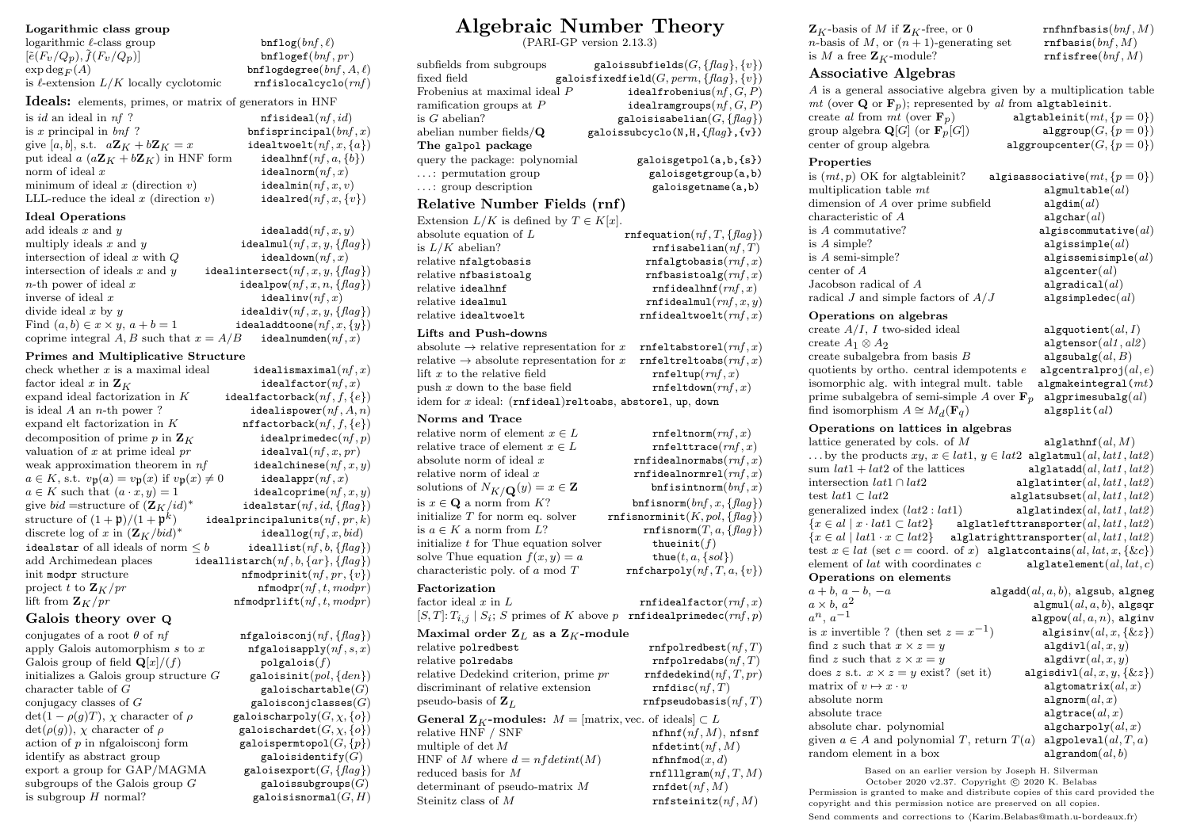### Logarithmic class group

| | |
|---|---|
| logarithmic $\ell$-class group | `bnflog(bnf, ℓ)` |
| $[\tilde{e}(F_v/Q_p), \tilde{f}(F_v/Q_p)]$ | `bnflogef(bnf, pr)` |
| $\exp \deg_F(A)$ | `bnflogdegree(bnf, A, ℓ)` |
| is $\ell$-extension $L/K$ locally cyclotomic | `rnfislocalcyclo(rnf)` |

## Ideals: elements, primes, or matrix of generators in HNF

| | |
|---|---|
| is $id$ an ideal in $nf$ ? | `nfisideal(nf, id)` |
| is $x$ principal in $bnf$ ? | `bnfisprincipal(bnf, x)` |
| give $[a, b]$, s.t. $a\mathbf{Z}_K + b\mathbf{Z}_K = x$ | `idealtwoelt(nf, x, {a})` |
| put ideal $a$ ($a\mathbf{Z}_K + b\mathbf{Z}_K$) in HNF form | `idealhnf(nf, a, {b})` |
| norm of ideal $x$ | `idealnorm(nf, x)` |
| minimum of ideal $x$ (direction $v$) | `idealmin(nf, x, v)` |
| LLL-reduce the ideal $x$ (direction $v$) | `idealred(nf, x, {v})` |

### Ideal Operations

| | |
|---|---|
| add ideals $x$ and $y$ | `idealadd(nf, x, y)` |
| multiply ideals $x$ and $y$ | `idealmul(nf, x, y, {flag})` |
| intersection of ideal $x$ with $Q$ | `idealdown(nf, x)` |
| intersection of ideals $x$ and $y$ | `idealintersect(nf, x, y, {flag})` |
| $n$-th power of ideal $x$ | `idealpow(nf, x, n, {flag})` |
| inverse of ideal $x$ | `idealinv(nf, x)` |
| divide ideal $x$ by $y$ | `idealdiv(nf, x, y, {flag})` |
| Find $(a, b) \in x \times y$, $a + b = 1$ | `idealaddtoone(nf, x, {y})` |
| coprime integral $A, B$ such that $x = A/B$ | `idealnumden(nf, x)` |

### Primes and Multiplicative Structure

| | |
|---|---|
| check whether $x$ is a maximal ideal | `idealismaximal(nf, x)` |
| factor ideal $x$ in $\mathbf{Z}_K$ | `idealfactor(nf, x)` |
| expand ideal factorization in $K$ | `idealfactorback(nf, f, {e})` |
| is ideal $A$ an $n$-th power ? | `idealispower(nf, A, n)` |
| expand elt factorization in $K$ | `nffactorback(nf, f, {e})` |
| decomposition of prime $p$ in $\mathbf{Z}_K$ | `idealprimedec(nf, p)` |
| valuation of $x$ at prime ideal $pr$ | `idealval(nf, x, pr)` |
| weak approximation theorem in $nf$ | `idealchinese(nf, x, y)` |
| $a \in K$, s.t. $v_\mathfrak{p}(a) = v_\mathfrak{p}(x)$ if $v_\mathfrak{p}(x) \neq 0$ | `idealappr(nf, x)` |
| $a \in K$ such that $(a \cdot x, y) = 1$ | `idealcoprime(nf, x, y)` |
| give $bid$ =structure of $(\mathbf{Z}_K/id)^*$ | `idealstar(nf, id, {flag})` |
| structure of $(1 + \mathfrak{p})/(1 + \mathfrak{p}^k)$ | `idealprincipalunits(nf, pr, k)` |
| discrete log of $x$ in $(\mathbf{Z}_K/bid)^*$ | `ideallog(nf, x, bid)` |
| `idealstar` of all ideals of norm $\leq b$ | `ideallist(nf, b, {flag})` |
| add Archimedean places | `ideallistarch(nf, b, {ar}, {flag})` |
| init `modpr` structure | `nfmodprinit(nf, pr, {v})` |
| project $t$ to $\mathbf{Z}_K/pr$ | `nfmodpr(nf, t, modpr)` |
| lift from $\mathbf{Z}_K/pr$ | `nfmodprlift(nf, t, modpr)` |

## Galois theory over Q

| | |
|---|---|
| conjugates of a root $\theta$ of $nf$ | `nfgaloisconj(nf, {flag})` |
| apply Galois automorphism $s$ to $x$ | `nfgaloisapply(nf, s, x)` |
| Galois group of field $\mathbf{Q}[x]/(f)$ | `polgalois(f)` |
| initializes a Galois group structure $G$ | `galoisinit(pol, {den})` |
| character table of $G$ | `galoischartable(G)` |
| conjugacy classes of $G$ | `galoisconjclasses(G)` |
| $\det(1 - \rho(g)T)$, $\chi$ character of $\rho$ | `galoischarpoly(G, χ, {o})` |
| $\det(\rho(g))$, $\chi$ character of $\rho$ | `galoischardet(G, χ, {o})` |
| action of $p$ in nfgaloisconj form | `galoispermtopol(G, {p})` |
| identify as abstract group | `galoisidentify(G)` |
| export a group for GAP/MAGMA | `galoisexport(G, {flag})` |
| subgroups of the Galois group $G$ | `galoissubgroups(G)` |
| is subgroup $H$ normal? | `galoisisnormal(G, H)` |
| subfields from subgroups | `galoissubfields(G, {flag}, {v})` |
| fixed field | `galoisfixedfield(G, perm, {flag}, {v})` |
| Frobenius at maximal ideal $P$ | `idealfrobenius(nf, G, P)` |
| ramification groups at $P$ | `idealramgroups(nf, G, P)` |
| is $G$ abelian? | `galoisisabelian(G, {flag})` |
| abelian number fields/$\mathbf{Q}$ | `galoissubcyclo(N,H,{flag},{v})` |

### The galpol package

| | |
|---|---|
| query the package: polynomial | `galoisgetpol(a,b,{s})` |
| ...: permutation group | `galoisgetgroup(a,b)` |
| ...: group description | `galoisgetname(a,b)` |

## Relative Number Fields (rnf)

Extension $L/K$ is defined by $T \in K[x]$.

| | |
|---|---|
| absolute equation of $L$ | `rnfequation(nf, T, {flag})` |
| is $L/K$ abelian? | `rnfisabelian(nf, T)` |
| relative `nfalgtobasis` | `rnfalgtobasis(rnf, x)` |
| relative `nfbasistoalg` | `rnfbasistoalg(rnf, x)` |
| relative `idealhnf` | `rnfidealhnf(rnf, x)` |
| relative `idealmul` | `rnfidealmul(rnf, x, y)` |
| relative `idealtwoelt` | `rnfidealtwoelt(rnf, x)` |

### Lifts and Push-downs

| | |
|---|---|
| absolute → relative representation for $x$ | `rnfeltabstorel(rnf, x)` |
| relative → absolute representation for $x$ | `rnfeltreltoabs(rnf, x)` |
| lift $x$ to the relative field | `rnfeltup(rnf, x)` |
| push $x$ down to the base field | `rnfeltdown(rnf, x)` |

idem for $x$ ideal: `(rnfideal)reltoabs`, `abstorel`, `up`, `down`

### Norms and Trace

| | |
|---|---|
| relative norm of element $x \in L$ | `rnfeltnorm(rnf, x)` |
| relative trace of element $x \in L$ | `rnfelttrace(rnf, x)` |
| absolute norm of ideal $x$ | `rnfidealnormabs(rnf, x)` |
| relative norm of ideal $x$ | `rnfidealnormrel(rnf, x)` |
| solutions of $N_{K/\mathbf{Q}}(y) = x \in \mathbf{Z}$ | `bnfisintnorm(bnf, x)` |
| is $x \in \mathbf{Q}$ a norm from $K$? | `bnfisnorm(bnf, x, {flag})` |
| initialize $T$ for norm eq. solver | `rnfisnorminit(K, pol, {flag})` |
| is $a \in K$ a norm from $L$? | `rnfisnorm(T, a, {flag})` |
| initialize $t$ for Thue equation solver | `thueinit(f)` |
| solve Thue equation $f(x, y) = a$ | `thue(t, a, {sol})` |
| characteristic poly. of $a$ mod $T$ | `rnfcharpoly(nf, T, a, {v})` |

### Factorization

| | |
|---|---|
| factor ideal $x$ in $L$ | `rnfidealfactor(rnf, x)` |
| $[S, T]$: $T_{i,j}$ \| $S_i$; $S$ primes of $K$ above $p$ | `rnfidealprimedec(rnf, p)` |

### Maximal order $\mathbf{Z}_L$ as a $\mathbf{Z}_K$-module

| | |
|---|---|
| relative `polredbest` | `rnfpolredbest(nf, T)` |
| relative `polredabs` | `rnfpolredabs(nf, T)` |
| relative Dedekind criterion, prime $pr$ | `rnfdedekind(nf, T, pr)` |
| discriminant of relative extension | `rnfdisc(nf, T)` |
| pseudo-basis of $\mathbf{Z}_L$ | `rnfpseudobasis(nf, T)` |

### General $\mathbf{Z}_K$-modules: $M = $ [matrix, vec. of ideals] $\subset L$

| | |
|---|---|
| relative HNF / SNF | `nfhnf(nf, M)`, `nfsnf` |
| multiple of det $M$ | `nfdetint(nf, M)` |
| HNF of $M$ where $d = nfdetint(M)$ | `nfhnfmod(x, d)` |
| reduced basis for $M$ | `rnflllgram(nf, T, M)` |
| determinant of pseudo-matrix $M$ | `rnfdet(nf, M)` |
| Steinitz class of $M$ | `rnfsteinitz(nf, M)` |
| $\mathbf{Z}_K$-basis of $M$ if $\mathbf{Z}_K$-free, or 0 | `rnfhnfbasis(bnf, M)` |
| $n$-basis of $M$, or $(n+1)$-generating set | `rnfbasis(bnf, M)` |
| is $M$ a free $\mathbf{Z}_K$-module? | `rnfisfree(bnf, M)` |

## Associative Algebras

$A$ is a general associative algebra given by a multiplication table $mt$ (over $\mathbf{Q}$ or $\mathbf{F}_p$); represented by $al$ from `algtableinit`.

| | |
|---|---|
| create $al$ from $mt$ (over $\mathbf{F}_p$) | `algtableinit(mt, {p = 0})` |
| group algebra $\mathbf{Q}[G]$ (or $\mathbf{F}_p[G]$) | `alggroup(G, {p = 0})` |
| center of group algebra | `alggroupcenter(G, {p = 0})` |

### Properties

| | |
|---|---|
| is $(mt, p)$ OK for algtableinit? | `algisassociative(mt, {p = 0})` |
| multiplication table $mt$ | `algmultable(al)` |
| dimension of $A$ over prime subfield | `algdim(al)` |
| characteristic of $A$ | `algchar(al)` |
| is $A$ commutative? | `algiscommutative(al)` |
| is $A$ simple? | `algissimple(al)` |
| is $A$ semi-simple? | `algissemisimple(al)` |
| center of $A$ | `algcenter(al)` |
| Jacobson radical of $A$ | `algradical(al)` |
| radical $J$ and simple factors of $A/J$ | `algsimpledec(al)` |

### Operations on algebras

| | |
|---|---|
| create $A/I$, $I$ two-sided ideal | `algquotient(al, I)` |
| create $A_1 \otimes A_2$ | `algtensor(al1, al2)` |
| create subalgebra from basis $B$ | `algsubalg(al, B)` |
| quotients by ortho. central idempotents $e$ | `algcentralproj(al, e)` |
| isomorphic alg. with integral mult. table | `algmakeintegral(mt)` |
| prime subalgebra of semi-simple $A$ over $\mathbf{F}_p$ | `algprimesubalg(al)` |
| find isomorphism $A \cong M_d(\mathbf{F}_q)$ | `algsplit(al)` |

### Operations on lattices in algebras

| | |
|---|---|
| lattice generated by cols. of $M$ | `alglathnf(al, M)` |
| ...by the products $xy$, $x \in lat1$, $y \in lat2$ | `alglatmul(al, lat1, lat2)` |
| sum $lat1 + lat2$ of the lattices | `alglatadd(al, lat1, lat2)` |
| intersection $lat1 \cap lat2$ | `alglatinter(al, lat1, lat2)` |
| test $lat1 \subset lat2$ | `alglatsubset(al, lat1, lat2)` |
| generalized index $(lat2 : lat1)$ | `alglatindex(al, lat1, lat2)` |
| $\{x \in al \mid x \cdot lat1 \subset lat2\}$ | `alglatlefttransporter(al, lat1, lat2)` |
| $\{x \in al \mid lat1 \cdot x \subset lat2\}$ | `alglatrighttransporter(al, lat1, lat2)` |
| test $x \in lat$ (set $c =$ coord. of $x$) | `alglatcontains(al, lat, x, {&c})` |
| element of $lat$ with coordinates $c$ | `alglatelement(al, lat, c)` |

### Operations on elements

| | |
|---|---|
| $a + b$, $a - b$, $-a$ | `algadd(al, a, b)`, `algsub`, `algneg` |
| $a \times b$, $a^2$ | `algmul(al, a, b)`, `algsqr` |
| $a^n$, $a^{-1}$ | `algpow(al, a, n)`, `alginv` |
| is $x$ invertible ? (then set $z = x^{-1}$) | `algisinv(al, x, {&z})` |
| find $z$ such that $x \times z = y$ | `algdivl(al, x, y)` |
| find $z$ such that $z \times x = y$ | `algdivr(al, x, y)` |
| does $z$ s.t. $x \times z = y$ exist? (set it) | `algisdivl(al, x, y, {&z})` |
| matrix of $v \mapsto x \cdot v$ | `algtomatrix(al, x)` |
| absolute norm | `algnorm(al, x)` |
| absolute trace | `algtrace(al, x)` |
| absolute char. polynomial | `algcharpoly(al, x)` |
| given $a \in A$ and polynomial $T$, return $T(a)$ | `algpoleval(al, T, a)` |
| random element in a box | `algrandom(al, b)` |

Based on an earlier version by Joseph H. Silverman
October 2020 v2.37. Copyright © 2020 K. Belabas
Permission is granted to make and distribute copies of this card provided the copyright and this permission notice are preserved on all copies.
Send comments and corrections to ⟨Karim.Belabas@math.u-bordeaux.fr⟩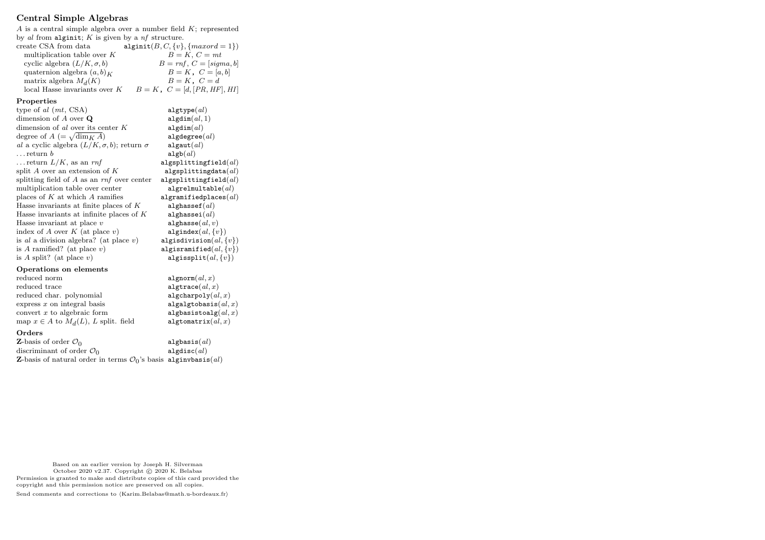## Central Simple Algebras

$A$ is a central simple algebra over a number field $K$; represented by $al$ from `alginit`; $K$ is given by a $nf$ structure.

| | |
|---|---|
| create CSA from data | `alginit`$(B, C, \{v\}, \{maxord = 1\})$ |
| multiplication table over $K$ | $B = K$, $C = mt$ |
| cyclic algebra $(L/K, \sigma, b)$ | $B = rnf$, $C = [sigma, b]$ |
| quaternion algebra $(a, b)_K$ | $B = K$, $C = [a, b]$ |
| matrix algebra $M_d(K)$ | $B = K$, $C = d$ |
| local Hasse invariants over $K$ | $B = K$, $C = [d, [PR, HF], HI]$ |

### Properties

| | |
|---|---|
| type of $al$ ($mt$, CSA) | `algtype`$(al)$ |
| dimension of $A$ over $\mathbf{Q}$ | `algdim`$(al, 1)$ |
| dimension of $al$ over its center $K$ | `algdim`$(al)$ |
| degree of $A$ ($= \sqrt{\dim_K A}$) | `algdegree`$(al)$ |
| $al$ a cyclic algebra $(L/K, \sigma, b)$; return $\sigma$ | `algaut`$(al)$ |
| ... return $b$ | `algb`$(al)$ |
| ... return $L/K$, as an $rnf$ | `algsplittingfield`$(al)$ |
| split $A$ over an extension of $K$ | `algsplittingdata`$(al)$ |
| splitting field of $A$ as an $rnf$ over center | `algsplittingfield`$(al)$ |
| multiplication table over center | `algrelmultable`$(al)$ |
| places of $K$ at which $A$ ramifies | `algramifiedplaces`$(al)$ |
| Hasse invariants at finite places of $K$ | `alghassef`$(al)$ |
| Hasse invariants at infinite places of $K$ | `alghassei`$(al)$ |
| Hasse invariant at place $v$ | `alghasse`$(al, v)$ |
| index of $A$ over $K$ (at place $v$) | `algindex`$(al, \{v\})$ |
| is $al$ a division algebra? (at place $v$) | `algisdivision`$(al, \{v\})$ |
| is $A$ ramified? (at place $v$) | `algisramified`$(al, \{v\})$ |
| is $A$ split? (at place $v$) | `algissplit`$(al, \{v\})$ |

### Operations on elements

| | |
|---|---|
| reduced norm | `algnorm`$(al, x)$ |
| reduced trace | `algtrace`$(al, x)$ |
| reduced char. polynomial | `algcharpoly`$(al, x)$ |
| express $x$ on integral basis | `algalgtobasis`$(al, x)$ |
| convert $x$ to algebraic form | `algbasistoalg`$(al, x)$ |
| map $x \in A$ to $M_d(L)$, $L$ split. field | `algtomatrix`$(al, x)$ |

### Orders

| | |
|---|---|
| $\mathbf{Z}$-basis of order $\mathcal{O}_0$ | `algbasis`$(al)$ |
| discriminant of order $\mathcal{O}_0$ | `algdisc`$(al)$ |
| $\mathbf{Z}$-basis of natural order in terms $\mathcal{O}_0$'s basis | `alginvbasis`$(al)$ |

Based on an earlier version by Joseph H. Silverman
October 2020 v2.37. Copyright © 2020 K. Belabas
Permission is granted to make and distribute copies of this card provided the copyright and this permission notice are preserved on all copies.
Send comments and corrections to ⟨Karim.Belabas@math.u-bordeaux.fr⟩